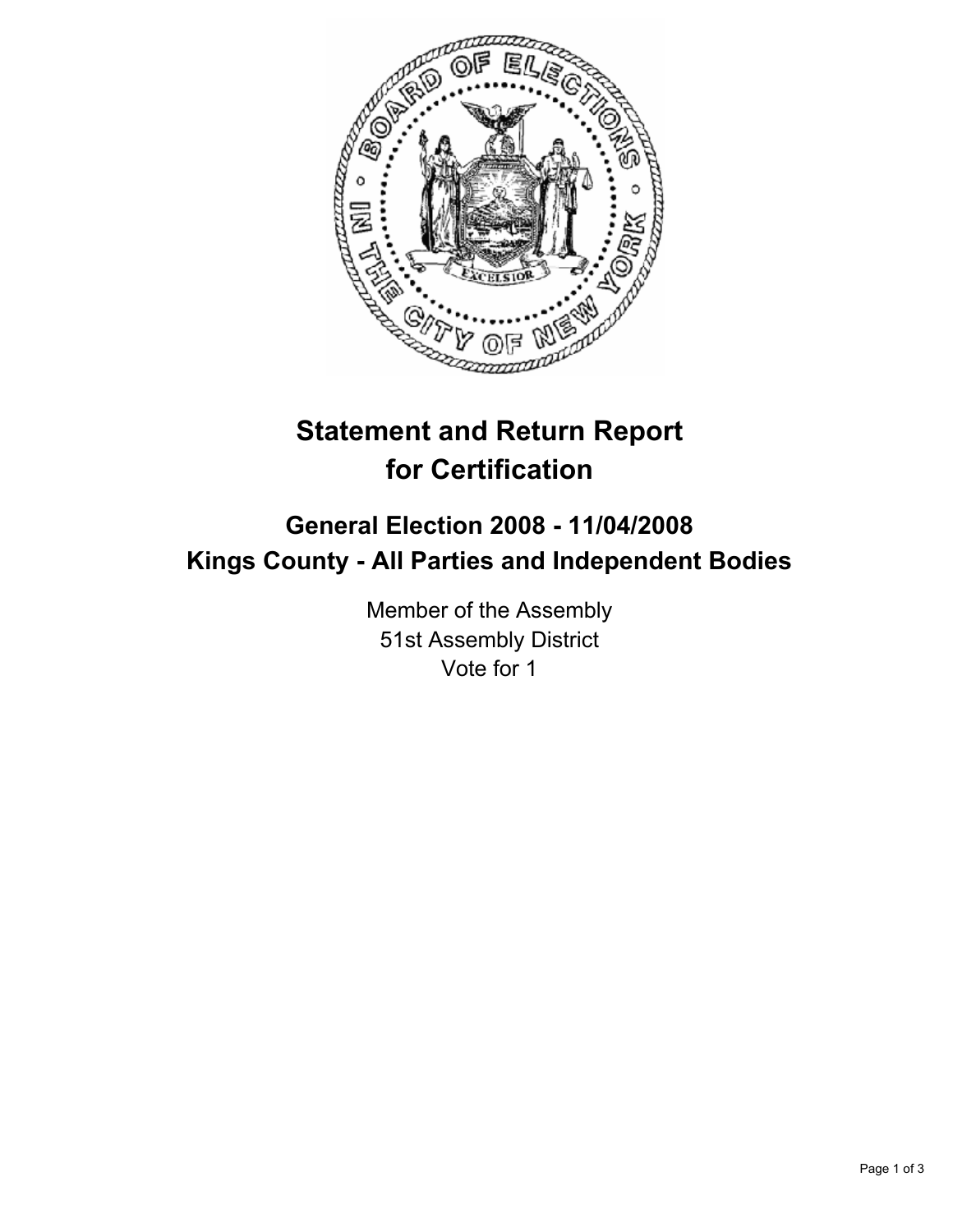# Statement and Return Report for Certification

## General Election 2008 - 11/04/2008
## Kings County - All Parties and Independent Bodies

Member of the Assembly
51st Assembly District
Vote for 1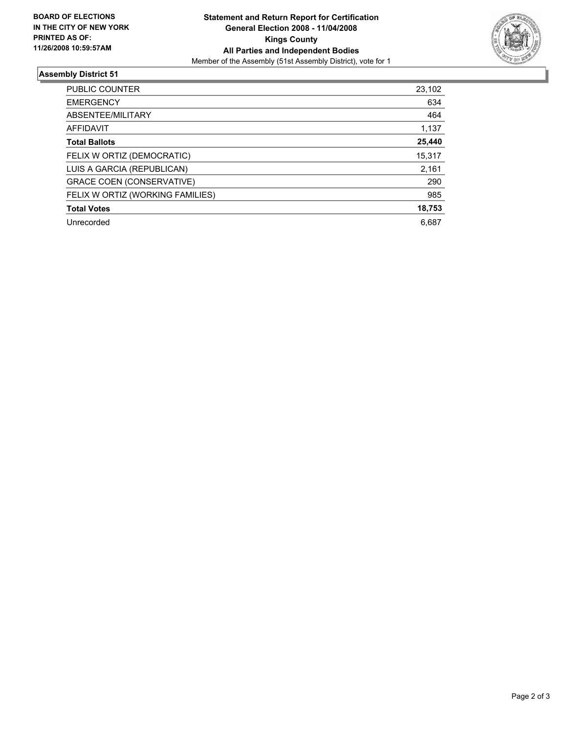**BOARD OF ELECTIONS IN THE CITY OF NEW YORK PRINTED AS OF: 11/26/2008 10:59:57AM**

**Statement and Return Report for Certification**
**General Election 2008 - 11/04/2008**
**Kings County**
**All Parties and Independent Bodies**
Member of the Assembly (51st Assembly District), vote for 1

## Assembly District 51

| | |
|---|---|
| PUBLIC COUNTER | 23,102 |
| EMERGENCY | 634 |
| ABSENTEE/MILITARY | 464 |
| AFFIDAVIT | 1,137 |
| **Total Ballots** | **25,440** |
| FELIX W ORTIZ (DEMOCRATIC) | 15,317 |
| LUIS A GARCIA (REPUBLICAN) | 2,161 |
| GRACE COEN (CONSERVATIVE) | 290 |
| FELIX W ORTIZ (WORKING FAMILIES) | 985 |
| **Total Votes** | **18,753** |
| Unrecorded | 6,687 |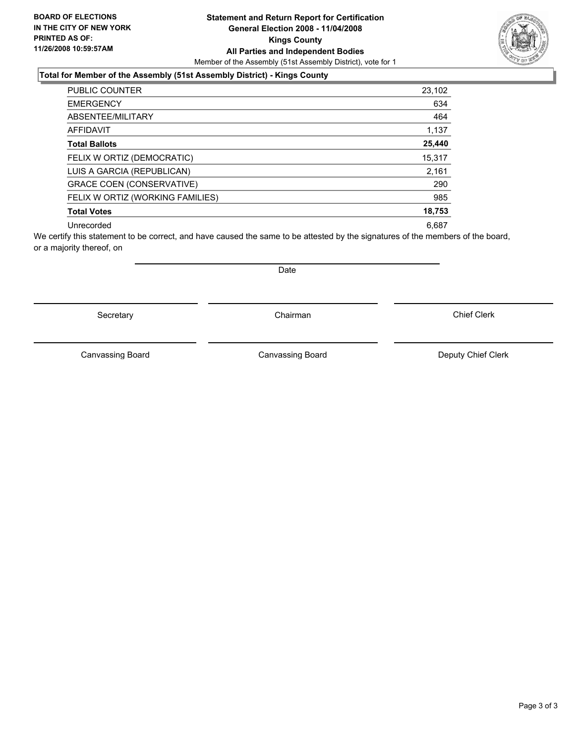**BOARD OF ELECTIONS IN THE CITY OF NEW YORK PRINTED AS OF: 11/26/2008 10:59:57AM**

**Statement and Return Report for Certification**
**General Election 2008 - 11/04/2008**
**Kings County**
**All Parties and Independent Bodies**
Member of the Assembly (51st Assembly District), vote for 1

**Total for Member of the Assembly (51st Assembly District) - Kings County**

| | |
|---|---|
| PUBLIC COUNTER | 23,102 |
| EMERGENCY | 634 |
| ABSENTEE/MILITARY | 464 |
| AFFIDAVIT | 1,137 |
| **Total Ballots** | **25,440** |
| FELIX W ORTIZ (DEMOCRATIC) | 15,317 |
| LUIS A GARCIA (REPUBLICAN) | 2,161 |
| GRACE COEN (CONSERVATIVE) | 290 |
| FELIX W ORTIZ (WORKING FAMILIES) | 985 |
| **Total Votes** | **18,753** |
| Unrecorded | 6,687 |

We certify this statement to be correct, and have caused the same to be attested by the signatures of the members of the board, or a majority thereof, on

Date

Secretary | Chairman | Chief Clerk

Canvassing Board | Canvassing Board | Deputy Chief Clerk